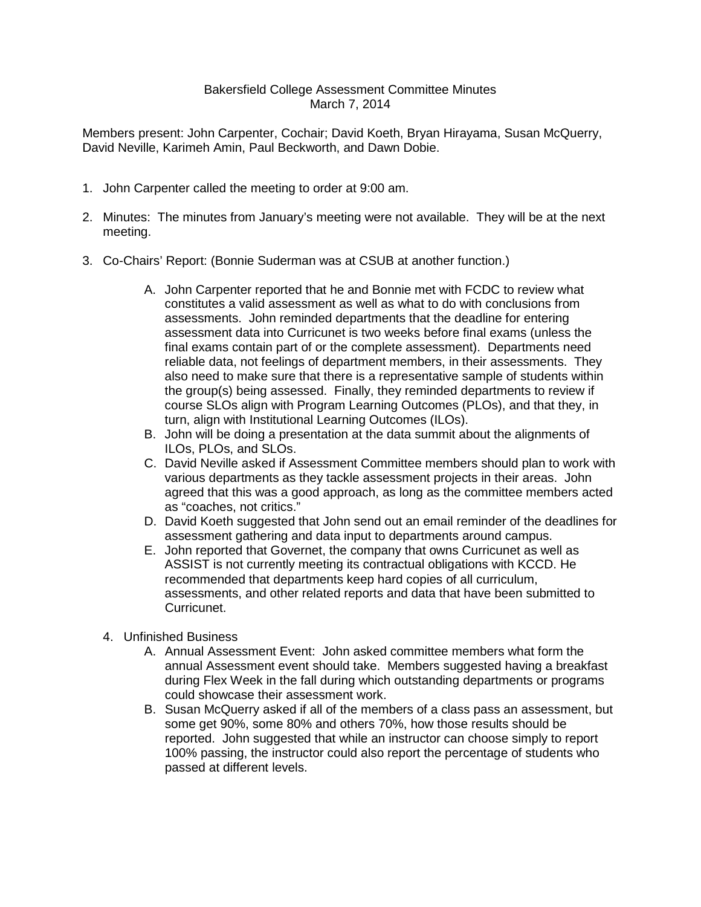Bakersfield College Assessment Committee Minutes
March 7, 2014

Members present: John Carpenter, Cochair; David Koeth, Bryan Hirayama, Susan McQuerry, David Neville, Karimeh Amin, Paul Beckworth, and Dawn Dobie.

1. John Carpenter called the meeting to order at 9:00 am.

2. Minutes: The minutes from January's meeting were not available. They will be at the next meeting.

3. Co-Chairs' Report: (Bonnie Suderman was at CSUB at another function.)

    A. John Carpenter reported that he and Bonnie met with FCDC to review what constitutes a valid assessment as well as what to do with conclusions from assessments. John reminded departments that the deadline for entering assessment data into Curricunet is two weeks before final exams (unless the final exams contain part of or the complete assessment). Departments need reliable data, not feelings of department members, in their assessments. They also need to make sure that there is a representative sample of students within the group(s) being assessed. Finally, they reminded departments to review if course SLOs align with Program Learning Outcomes (PLOs), and that they, in turn, align with Institutional Learning Outcomes (ILOs).
    B. John will be doing a presentation at the data summit about the alignments of ILOs, PLOs, and SLOs.
    C. David Neville asked if Assessment Committee members should plan to work with various departments as they tackle assessment projects in their areas. John agreed that this was a good approach, as long as the committee members acted as "coaches, not critics."
    D. David Koeth suggested that John send out an email reminder of the deadlines for assessment gathering and data input to departments around campus.
    E. John reported that Governet, the company that owns Curricunet as well as ASSIST is not currently meeting its contractual obligations with KCCD. He recommended that departments keep hard copies of all curriculum, assessments, and other related reports and data that have been submitted to Curricunet.

4. Unfinished Business

    A. Annual Assessment Event: John asked committee members what form the annual Assessment event should take. Members suggested having a breakfast during Flex Week in the fall during which outstanding departments or programs could showcase their assessment work.
    B. Susan McQuerry asked if all of the members of a class pass an assessment, but some get 90%, some 80% and others 70%, how those results should be reported. John suggested that while an instructor can choose simply to report 100% passing, the instructor could also report the percentage of students who passed at different levels.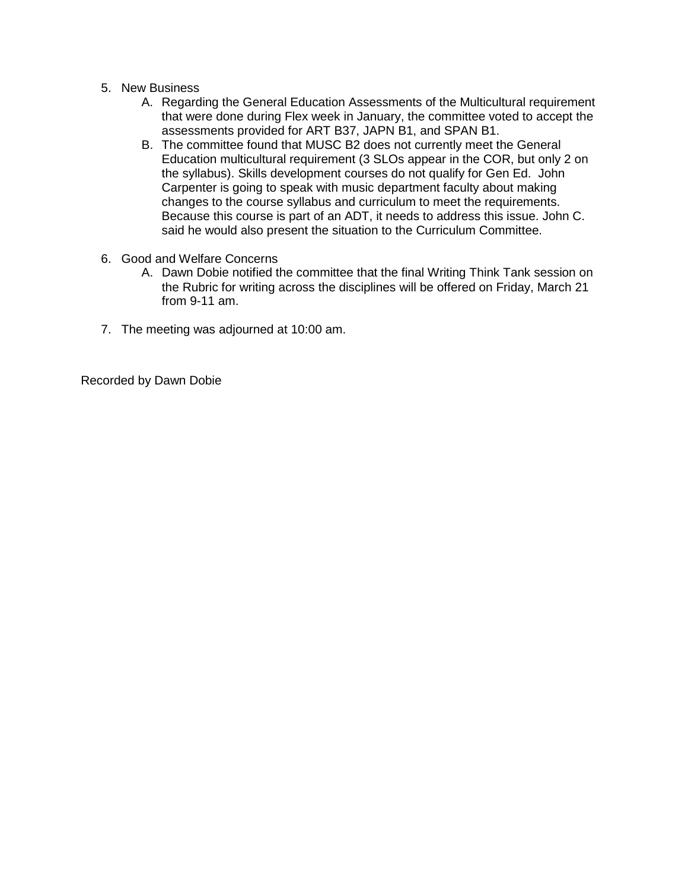5. New Business
    A. Regarding the General Education Assessments of the Multicultural requirement that were done during Flex week in January, the committee voted to accept the assessments provided for ART B37, JAPN B1, and SPAN B1.
    B. The committee found that MUSC B2 does not currently meet the General Education multicultural requirement (3 SLOs appear in the COR, but only 2 on the syllabus). Skills development courses do not qualify for Gen Ed. John Carpenter is going to speak with music department faculty about making changes to the course syllabus and curriculum to meet the requirements. Because this course is part of an ADT, it needs to address this issue. John C. said he would also present the situation to the Curriculum Committee.

6. Good and Welfare Concerns
    A. Dawn Dobie notified the committee that the final Writing Think Tank session on the Rubric for writing across the disciplines will be offered on Friday, March 21 from 9-11 am.

7. The meeting was adjourned at 10:00 am.

Recorded by Dawn Dobie